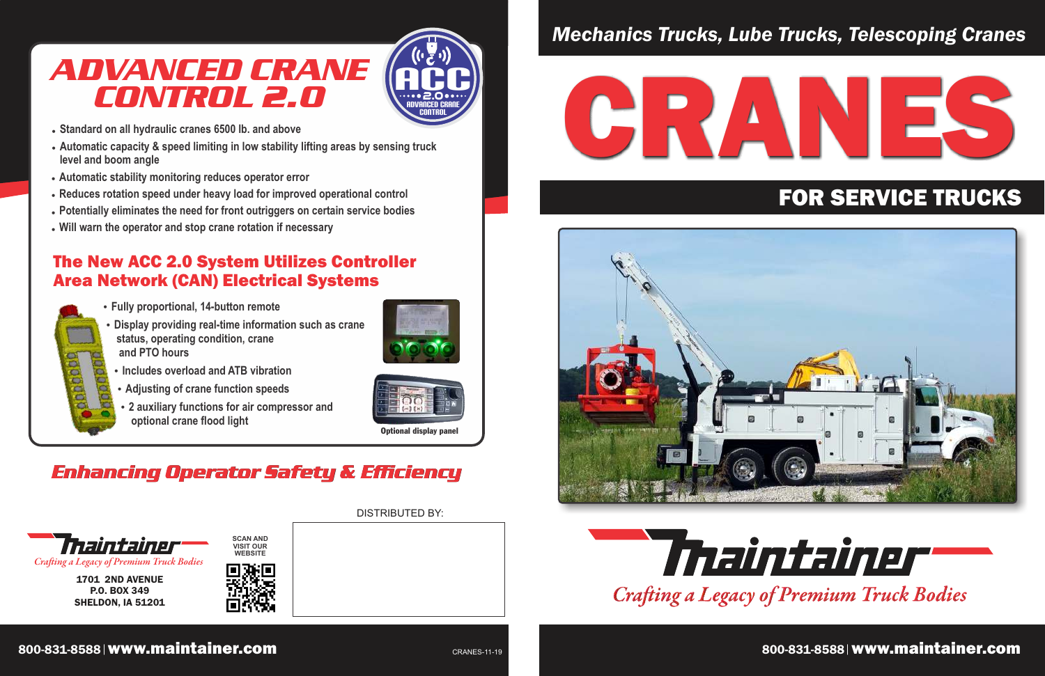# ADVANCED CRANE CONTROL 2.0

ACC 2.0 ADVANCED CRANE CONTROL

- Standard on all hydraulic cranes 6500 lb. and above
- Automatic capacity & speed limiting in low stability lifting areas by sensing truck level and boom angle
- Automatic stability monitoring reduces operator error
- Reduces rotation speed under heavy load for improved operational control
- Potentially eliminates the need for front outriggers on certain service bodies
- Will warn the operator and stop crane rotation if necessary

## The New ACC 2.0 System Utilizes Controller Area Network (CAN) Electrical Systems

- Fully proportional, 14-button remote
- Display providing real-time information such as crane status, operating condition, crane and PTO hours
- Includes overload and ATB vibration
- Adjusting of crane function speeds
- 2 auxiliary functions for air compressor and optional crane flood light

Optional display panel

## *Enhancing Operator Safety & Efficiency*

DISTRIBUTED BY:

**Maintainer**
*Crafting a Legacy of Premium Truck Bodies*

**1701 2ND AVENUE**
**P.O. BOX 349**
**SHELDON, IA 51201**

SCAN AND VISIT OUR WEBSITE

**800-831-8588 | www.maintainer.com**

CRANES-11-19

*Mechanics Trucks, Lube Trucks, Telescoping Cranes*

# CRANES

## FOR SERVICE TRUCKS

**Maintainer**
*Crafting a Legacy of Premium Truck Bodies*

**800-831-8588 | www.maintainer.com**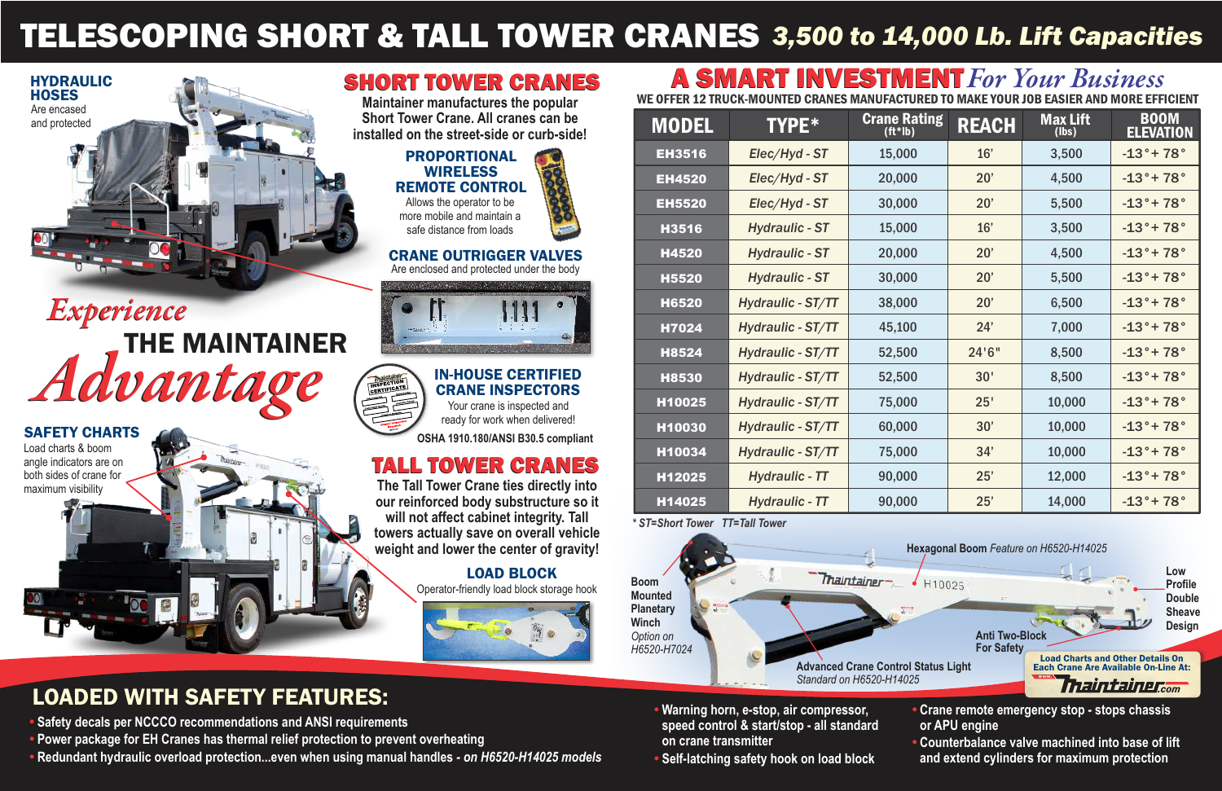# TELESCOPING SHORT & TALL TOWER CRANES *3,500 to 14,000 Lb. Lift Capacities*

**HYDRAULIC HOSES**
Are encased and protected

## SHORT TOWER CRANES

Maintainer manufactures the popular Short Tower Crane. All cranes can be installed on the street-side or curb-side!

**PROPORTIONAL WIRELESS REMOTE CONTROL**
Allows the operator to be more mobile and maintain a safe distance from loads

**CRANE OUTRIGGER VALVES**
Are enclosed and protected under the body

*Experience* **THE MAINTAINER** *Advantage*

**IN-HOUSE CERTIFIED CRANE INSPECTORS**
Your crane is inspected and ready for work when delivered!
**OSHA 1910.180/ANSI B30.5 compliant**

**SAFETY CHARTS**
Load charts & boom angle indicators are on both sides of crane for maximum visibility

## TALL TOWER CRANES

The Tall Tower Crane ties directly into our reinforced body substructure so it will not affect cabinet integrity. Tall towers actually save on overall vehicle weight and lower the center of gravity!

**LOAD BLOCK**
Operator-friendly load block storage hook

## A SMART INVESTMENT *For Your Business*

**WE OFFER 12 TRUCK-MOUNTED CRANES MANUFACTURED TO MAKE YOUR JOB EASIER AND MORE EFFICIENT**

| MODEL | TYPE* | Crane Rating (ft*lb) | REACH | Max Lift (lbs) | BOOM ELEVATION |
|---|---|---|---|---|---|
| EH3516 | Elec/Hyd - ST | 15,000 | 16' | 3,500 | -13° + 78° |
| EH4520 | Elec/Hyd - ST | 20,000 | 20' | 4,500 | -13° + 78° |
| EH5520 | Elec/Hyd - ST | 30,000 | 20' | 5,500 | -13° + 78° |
| H3516 | Hydraulic - ST | 15,000 | 16' | 3,500 | -13° + 78° |
| H4520 | Hydraulic - ST | 20,000 | 20' | 4,500 | -13° + 78° |
| H5520 | Hydraulic - ST | 30,000 | 20' | 5,500 | -13° + 78° |
| H6520 | Hydraulic - ST/TT | 38,000 | 20' | 6,500 | -13° + 78° |
| H7024 | Hydraulic - ST/TT | 45,100 | 24' | 7,000 | -13° + 78° |
| H8524 | Hydraulic - ST/TT | 52,500 | 24'6" | 8,500 | -13° + 78° |
| H8530 | Hydraulic - ST/TT | 52,500 | 30' | 8,500 | -13° + 78° |
| H10025 | Hydraulic - ST/TT | 75,000 | 25' | 10,000 | -13° + 78° |
| H10030 | Hydraulic - ST/TT | 60,000 | 30' | 10,000 | -13° + 78° |
| H10034 | Hydraulic - ST/TT | 75,000 | 34' | 10,000 | -13° + 78° |
| H12025 | Hydraulic - TT | 90,000 | 25' | 12,000 | -13° + 78° |
| H14025 | Hydraulic - TT | 90,000 | 25' | 14,000 | -13° + 78° |

*\* ST=Short Tower TT=Tall Tower*

**Hexagonal Boom** *Feature on H6520-H14025*

**Boom Mounted Planetary Winch** *Option on H6520-H7024*

**Low Profile Double Sheave Design**

**Anti Two-Block For Safety**

**Advanced Crane Control Status Light** *Standard on H6520-H14025*

**Load Charts and Other Details On Each Crane Are Available On-Line At:** www.maintainer.com

## LOADED WITH SAFETY FEATURES:

- Safety decals per NCCCO recommendations and ANSI requirements
- Power package for EH Cranes has thermal relief protection to prevent overheating
- Redundant hydraulic overload protection...even when using manual handles - *on H6520-H14025 models*
- Warning horn, e-stop, air compressor, speed control & start/stop - all standard on crane transmitter
- Self-latching safety hook on load block
- Crane remote emergency stop - stops chassis or APU engine
- Counterbalance valve machined into base of lift and extend cylinders for maximum protection